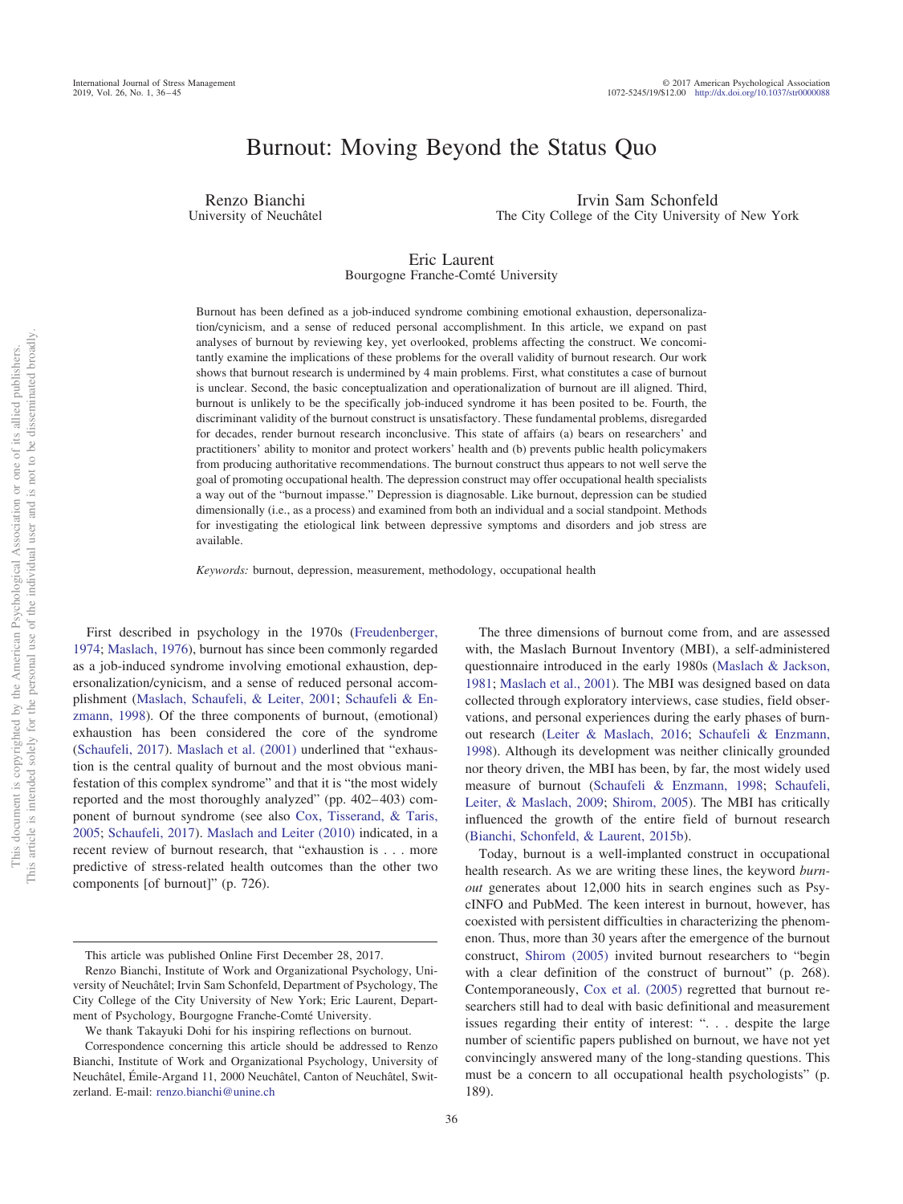# Burnout: Moving Beyond the Status Quo

Renzo Bianchi
University of Neuchâtel

Irvin Sam Schonfeld
The City College of the City University of New York

Eric Laurent
Bourgogne Franche-Comté University

Burnout has been defined as a job-induced syndrome combining emotional exhaustion, depersonalization/cynicism, and a sense of reduced personal accomplishment. In this article, we expand on past analyses of burnout by reviewing key, yet overlooked, problems affecting the construct. We concomitantly examine the implications of these problems for the overall validity of burnout research. Our work shows that burnout research is undermined by 4 main problems. First, what constitutes a case of burnout is unclear. Second, the basic conceptualization and operationalization of burnout are ill aligned. Third, burnout is unlikely to be the specifically job-induced syndrome it has been posited to be. Fourth, the discriminant validity of the burnout construct is unsatisfactory. These fundamental problems, disregarded for decades, render burnout research inconclusive. This state of affairs (a) bears on researchers' and practitioners' ability to monitor and protect workers' health and (b) prevents public health policymakers from producing authoritative recommendations. The burnout construct thus appears to not well serve the goal of promoting occupational health. The depression construct may offer occupational health specialists a way out of the "burnout impasse." Depression is diagnosable. Like burnout, depression can be studied dimensionally (i.e., as a process) and examined from both an individual and a social standpoint. Methods for investigating the etiological link between depressive symptoms and disorders and job stress are available.

*Keywords:* burnout, depression, measurement, methodology, occupational health

First described in psychology in the 1970s (Freudenberger, 1974; Maslach, 1976), burnout has since been commonly regarded as a job-induced syndrome involving emotional exhaustion, depersonalization/cynicism, and a sense of reduced personal accomplishment (Maslach, Schaufeli, & Leiter, 2001; Schaufeli & Enzmann, 1998). Of the three components of burnout, (emotional) exhaustion has been considered the core of the syndrome (Schaufeli, 2017). Maslach et al. (2001) underlined that "exhaustion is the central quality of burnout and the most obvious manifestation of this complex syndrome" and that it is "the most widely reported and the most thoroughly analyzed" (pp. 402–403) component of burnout syndrome (see also Cox, Tisserand, & Taris, 2005; Schaufeli, 2017). Maslach and Leiter (2010) indicated, in a recent review of burnout research, that "exhaustion is . . . more predictive of stress-related health outcomes than the other two components [of burnout]" (p. 726).

The three dimensions of burnout come from, and are assessed with, the Maslach Burnout Inventory (MBI), a self-administered questionnaire introduced in the early 1980s (Maslach & Jackson, 1981; Maslach et al., 2001). The MBI was designed based on data collected through exploratory interviews, case studies, field observations, and personal experiences during the early phases of burnout research (Leiter & Maslach, 2016; Schaufeli & Enzmann, 1998). Although its development was neither clinically grounded nor theory driven, the MBI has been, by far, the most widely used measure of burnout (Schaufeli & Enzmann, 1998; Schaufeli, Leiter, & Maslach, 2009; Shirom, 2005). The MBI has critically influenced the growth of the entire field of burnout research (Bianchi, Schonfeld, & Laurent, 2015b).

Today, burnout is a well-implanted construct in occupational health research. As we are writing these lines, the keyword *burnout* generates about 12,000 hits in search engines such as PsycINFO and PubMed. The keen interest in burnout, however, has coexisted with persistent difficulties in characterizing the phenomenon. Thus, more than 30 years after the emergence of the burnout construct, Shirom (2005) invited burnout researchers to "begin with a clear definition of the construct of burnout" (p. 268). Contemporaneously, Cox et al. (2005) regretted that burnout researchers still had to deal with basic definitional and measurement issues regarding their entity of interest: ". . . despite the large number of scientific papers published on burnout, we have not yet convincingly answered many of the long-standing questions. This must be a concern to all occupational health psychologists" (p. 189).

This article was published Online First December 28, 2017.

Renzo Bianchi, Institute of Work and Organizational Psychology, University of Neuchâtel; Irvin Sam Schonfeld, Department of Psychology, The City College of the City University of New York; Eric Laurent, Department of Psychology, Bourgogne Franche-Comté University.

We thank Takayuki Dohi for his inspiring reflections on burnout.

Correspondence concerning this article should be addressed to Renzo Bianchi, Institute of Work and Organizational Psychology, University of Neuchâtel, Émile-Argand 11, 2000 Neuchâtel, Canton of Neuchâtel, Switzerland. E-mail: renzo.bianchi@unine.ch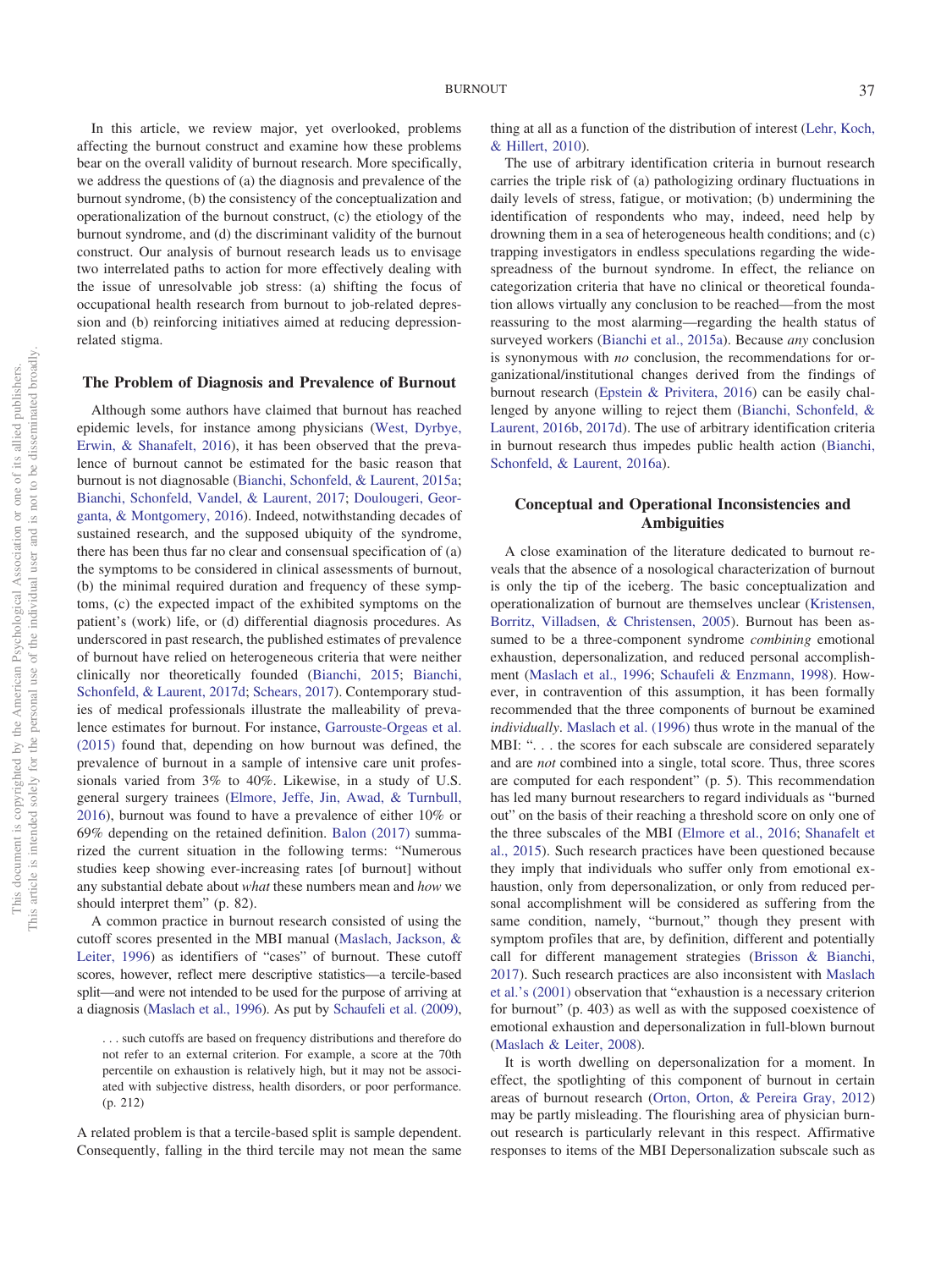In this article, we review major, yet overlooked, problems affecting the burnout construct and examine how these problems bear on the overall validity of burnout research. More specifically, we address the questions of (a) the diagnosis and prevalence of the burnout syndrome, (b) the consistency of the conceptualization and operationalization of the burnout construct, (c) the etiology of the burnout syndrome, and (d) the discriminant validity of the burnout construct. Our analysis of burnout research leads us to envisage two interrelated paths to action for more effectively dealing with the issue of unresolvable job stress: (a) shifting the focus of occupational health research from burnout to job-related depression and (b) reinforcing initiatives aimed at reducing depression-related stigma.

## The Problem of Diagnosis and Prevalence of Burnout

Although some authors have claimed that burnout has reached epidemic levels, for instance among physicians (West, Dyrbye, Erwin, & Shanafelt, 2016), it has been observed that the prevalence of burnout cannot be estimated for the basic reason that burnout is not diagnosable (Bianchi, Schonfeld, & Laurent, 2015a; Bianchi, Schonfeld, Vandel, & Laurent, 2017; Doulougeri, Georganta, & Montgomery, 2016). Indeed, notwithstanding decades of sustained research, and the supposed ubiquity of the syndrome, there has been thus far no clear and consensual specification of (a) the symptoms to be considered in clinical assessments of burnout, (b) the minimal required duration and frequency of these symptoms, (c) the expected impact of the exhibited symptoms on the patient's (work) life, or (d) differential diagnosis procedures. As underscored in past research, the published estimates of prevalence of burnout have relied on heterogeneous criteria that were neither clinically nor theoretically founded (Bianchi, 2015; Bianchi, Schonfeld, & Laurent, 2017d; Schears, 2017). Contemporary studies of medical professionals illustrate the malleability of prevalence estimates for burnout. For instance, Garrouste-Orgeas et al. (2015) found that, depending on how burnout was defined, the prevalence of burnout in a sample of intensive care unit professionals varied from 3% to 40%. Likewise, in a study of U.S. general surgery trainees (Elmore, Jeffe, Jin, Awad, & Turnbull, 2016), burnout was found to have a prevalence of either 10% or 69% depending on the retained definition. Balon (2017) summarized the current situation in the following terms: "Numerous studies keep showing ever-increasing rates [of burnout] without any substantial debate about *what* these numbers mean and *how* we should interpret them" (p. 82).

A common practice in burnout research consisted of using the cutoff scores presented in the MBI manual (Maslach, Jackson, & Leiter, 1996) as identifiers of "cases" of burnout. These cutoff scores, however, reflect mere descriptive statistics—a tercile-based split—and were not intended to be used for the purpose of arriving at a diagnosis (Maslach et al., 1996). As put by Schaufeli et al. (2009),

> . . . such cutoffs are based on frequency distributions and therefore do not refer to an external criterion. For example, a score at the 70th percentile on exhaustion is relatively high, but it may not be associated with subjective distress, health disorders, or poor performance. (p. 212)

A related problem is that a tercile-based split is sample dependent. Consequently, falling in the third tercile may not mean the same thing at all as a function of the distribution of interest (Lehr, Koch, & Hillert, 2010).

The use of arbitrary identification criteria in burnout research carries the triple risk of (a) pathologizing ordinary fluctuations in daily levels of stress, fatigue, or motivation; (b) undermining the identification of respondents who may, indeed, need help by drowning them in a sea of heterogeneous health conditions; and (c) trapping investigators in endless speculations regarding the widespreadness of the burnout syndrome. In effect, the reliance on categorization criteria that have no clinical or theoretical foundation allows virtually any conclusion to be reached—from the most reassuring to the most alarming—regarding the health status of surveyed workers (Bianchi et al., 2015a). Because *any* conclusion is synonymous with *no* conclusion, the recommendations for organizational/institutional changes derived from the findings of burnout research (Epstein & Privitera, 2016) can be easily challenged by anyone willing to reject them (Bianchi, Schonfeld, & Laurent, 2016b, 2017d). The use of arbitrary identification criteria in burnout research thus impedes public health action (Bianchi, Schonfeld, & Laurent, 2016a).

## Conceptual and Operational Inconsistencies and Ambiguities

A close examination of the literature dedicated to burnout reveals that the absence of a nosological characterization of burnout is only the tip of the iceberg. The basic conceptualization and operationalization of burnout are themselves unclear (Kristensen, Borritz, Villadsen, & Christensen, 2005). Burnout has been assumed to be a three-component syndrome *combining* emotional exhaustion, depersonalization, and reduced personal accomplishment (Maslach et al., 1996; Schaufeli & Enzmann, 1998). However, in contravention of this assumption, it has been formally recommended that the three components of burnout be examined *individually*. Maslach et al. (1996) thus wrote in the manual of the MBI: ". . . the scores for each subscale are considered separately and are *not* combined into a single, total score. Thus, three scores are computed for each respondent" (p. 5). This recommendation has led many burnout researchers to regard individuals as "burned out" on the basis of their reaching a threshold score on only one of the three subscales of the MBI (Elmore et al., 2016; Shanafelt et al., 2015). Such research practices have been questioned because they imply that individuals who suffer only from emotional exhaustion, only from depersonalization, or only from reduced personal accomplishment will be considered as suffering from the same condition, namely, "burnout," though they present with symptom profiles that are, by definition, different and potentially call for different management strategies (Brisson & Bianchi, 2017). Such research practices are also inconsistent with Maslach et al.'s (2001) observation that "exhaustion is a necessary criterion for burnout" (p. 403) as well as with the supposed coexistence of emotional exhaustion and depersonalization in full-blown burnout (Maslach & Leiter, 2008).

It is worth dwelling on depersonalization for a moment. In effect, the spotlighting of this component of burnout in certain areas of burnout research (Orton, Orton, & Pereira Gray, 2012) may be partly misleading. The flourishing area of physician burnout research is particularly relevant in this respect. Affirmative responses to items of the MBI Depersonalization subscale such as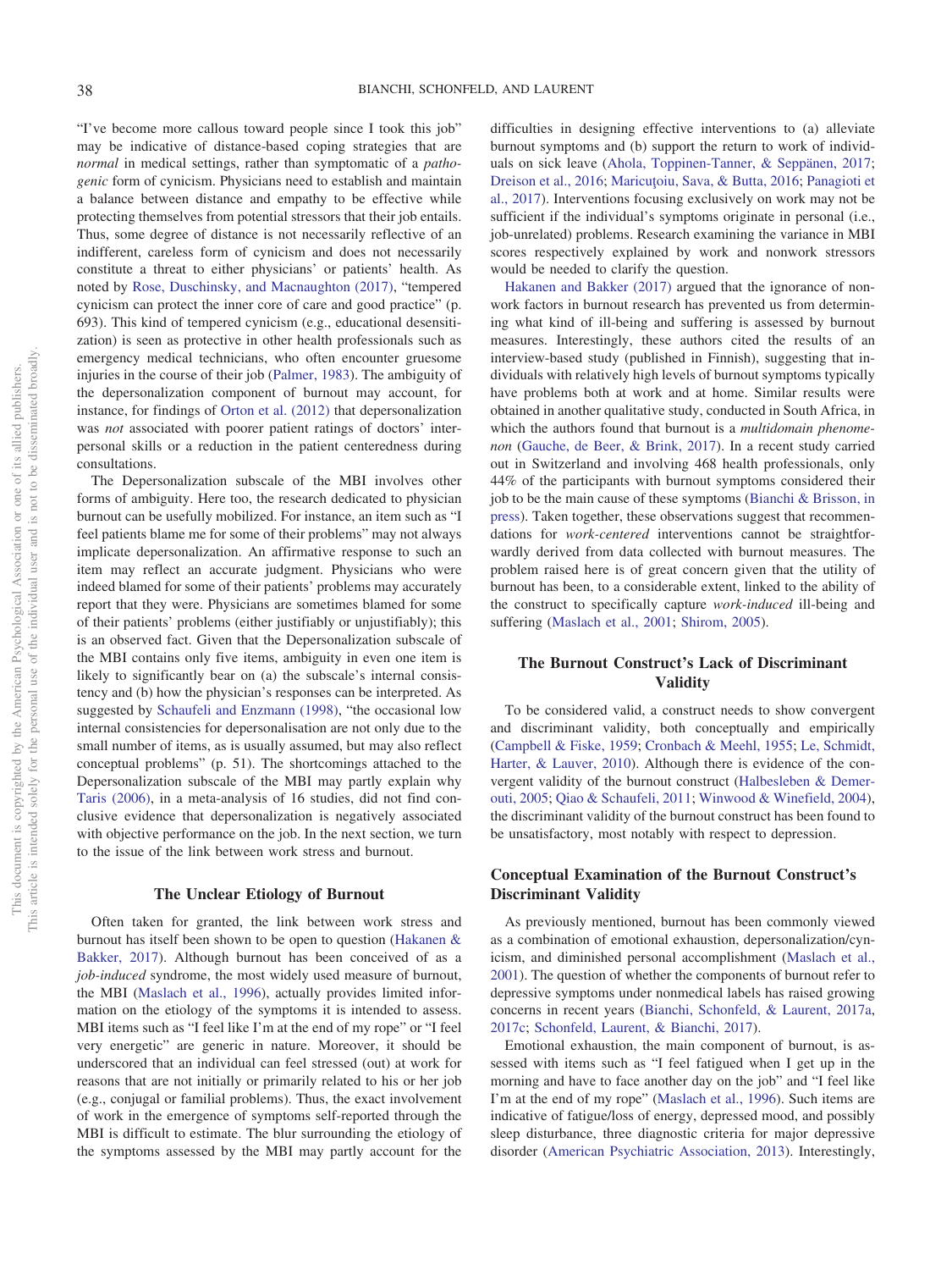"I've become more callous toward people since I took this job" may be indicative of distance-based coping strategies that are *normal* in medical settings, rather than symptomatic of a *pathogenic* form of cynicism. Physicians need to establish and maintain a balance between distance and empathy to be effective while protecting themselves from potential stressors that their job entails. Thus, some degree of distance is not necessarily reflective of an indifferent, careless form of cynicism and does not necessarily constitute a threat to either physicians' or patients' health. As noted by Rose, Duschinsky, and Macnaughton (2017), "tempered cynicism can protect the inner core of care and good practice" (p. 693). This kind of tempered cynicism (e.g., educational desensitization) is seen as protective in other health professionals such as emergency medical technicians, who often encounter gruesome injuries in the course of their job (Palmer, 1983). The ambiguity of the depersonalization component of burnout may account, for instance, for findings of Orton et al. (2012) that depersonalization was *not* associated with poorer patient ratings of doctors' interpersonal skills or a reduction in the patient centeredness during consultations.

The Depersonalization subscale of the MBI involves other forms of ambiguity. Here too, the research dedicated to physician burnout can be usefully mobilized. For instance, an item such as "I feel patients blame me for some of their problems" may not always implicate depersonalization. An affirmative response to such an item may reflect an accurate judgment. Physicians who were indeed blamed for some of their patients' problems may accurately report that they were. Physicians are sometimes blamed for some of their patients' problems (either justifiably or unjustifiably); this is an observed fact. Given that the Depersonalization subscale of the MBI contains only five items, ambiguity in even one item is likely to significantly bear on (a) the subscale's internal consistency and (b) how the physician's responses can be interpreted. As suggested by Schaufeli and Enzmann (1998), "the occasional low internal consistencies for depersonalisation are not only due to the small number of items, as is usually assumed, but may also reflect conceptual problems" (p. 51). The shortcomings attached to the Depersonalization subscale of the MBI may partly explain why Taris (2006), in a meta-analysis of 16 studies, did not find conclusive evidence that depersonalization is negatively associated with objective performance on the job. In the next section, we turn to the issue of the link between work stress and burnout.

## The Unclear Etiology of Burnout

Often taken for granted, the link between work stress and burnout has itself been shown to be open to question (Hakanen & Bakker, 2017). Although burnout has been conceived of as a *job-induced* syndrome, the most widely used measure of burnout, the MBI (Maslach et al., 1996), actually provides limited information on the etiology of the symptoms it is intended to assess. MBI items such as "I feel like I'm at the end of my rope" or "I feel very energetic" are generic in nature. Moreover, it should be underscored that an individual can feel stressed (out) at work for reasons that are not initially or primarily related to his or her job (e.g., conjugal or familial problems). Thus, the exact involvement of work in the emergence of symptoms self-reported through the MBI is difficult to estimate. The blur surrounding the etiology of the symptoms assessed by the MBI may partly account for the difficulties in designing effective interventions to (a) alleviate burnout symptoms and (b) support the return to work of individuals on sick leave (Ahola, Toppinen-Tanner, & Seppänen, 2017; Dreison et al., 2016; Maricuţoiu, Sava, & Butta, 2016; Panagioti et al., 2017). Interventions focusing exclusively on work may not be sufficient if the individual's symptoms originate in personal (i.e., job-unrelated) problems. Research examining the variance in MBI scores respectively explained by work and nonwork stressors would be needed to clarify the question.

Hakanen and Bakker (2017) argued that the ignorance of nonwork factors in burnout research has prevented us from determining what kind of ill-being and suffering is assessed by burnout measures. Interestingly, these authors cited the results of an interview-based study (published in Finnish), suggesting that individuals with relatively high levels of burnout symptoms typically have problems both at work and at home. Similar results were obtained in another qualitative study, conducted in South Africa, in which the authors found that burnout is a *multidomain phenomenon* (Gauche, de Beer, & Brink, 2017). In a recent study carried out in Switzerland and involving 468 health professionals, only 44% of the participants with burnout symptoms considered their job to be the main cause of these symptoms (Bianchi & Brisson, in press). Taken together, these observations suggest that recommendations for *work-centered* interventions cannot be straightforwardly derived from data collected with burnout measures. The problem raised here is of great concern given that the utility of burnout has been, to a considerable extent, linked to the ability of the construct to specifically capture *work-induced* ill-being and suffering (Maslach et al., 2001; Shirom, 2005).

## The Burnout Construct's Lack of Discriminant Validity

To be considered valid, a construct needs to show convergent and discriminant validity, both conceptually and empirically (Campbell & Fiske, 1959; Cronbach & Meehl, 1955; Le, Schmidt, Harter, & Lauver, 2010). Although there is evidence of the convergent validity of the burnout construct (Halbesleben & Demerouti, 2005; Qiao & Schaufeli, 2011; Winwood & Winefield, 2004), the discriminant validity of the burnout construct has been found to be unsatisfactory, most notably with respect to depression.

### Conceptual Examination of the Burnout Construct's Discriminant Validity

As previously mentioned, burnout has been commonly viewed as a combination of emotional exhaustion, depersonalization/cynicism, and diminished personal accomplishment (Maslach et al., 2001). The question of whether the components of burnout refer to depressive symptoms under nonmedical labels has raised growing concerns in recent years (Bianchi, Schonfeld, & Laurent, 2017a, 2017c; Schonfeld, Laurent, & Bianchi, 2017).

Emotional exhaustion, the main component of burnout, is assessed with items such as "I feel fatigued when I get up in the morning and have to face another day on the job" and "I feel like I'm at the end of my rope" (Maslach et al., 1996). Such items are indicative of fatigue/loss of energy, depressed mood, and possibly sleep disturbance, three diagnostic criteria for major depressive disorder (American Psychiatric Association, 2013). Interestingly,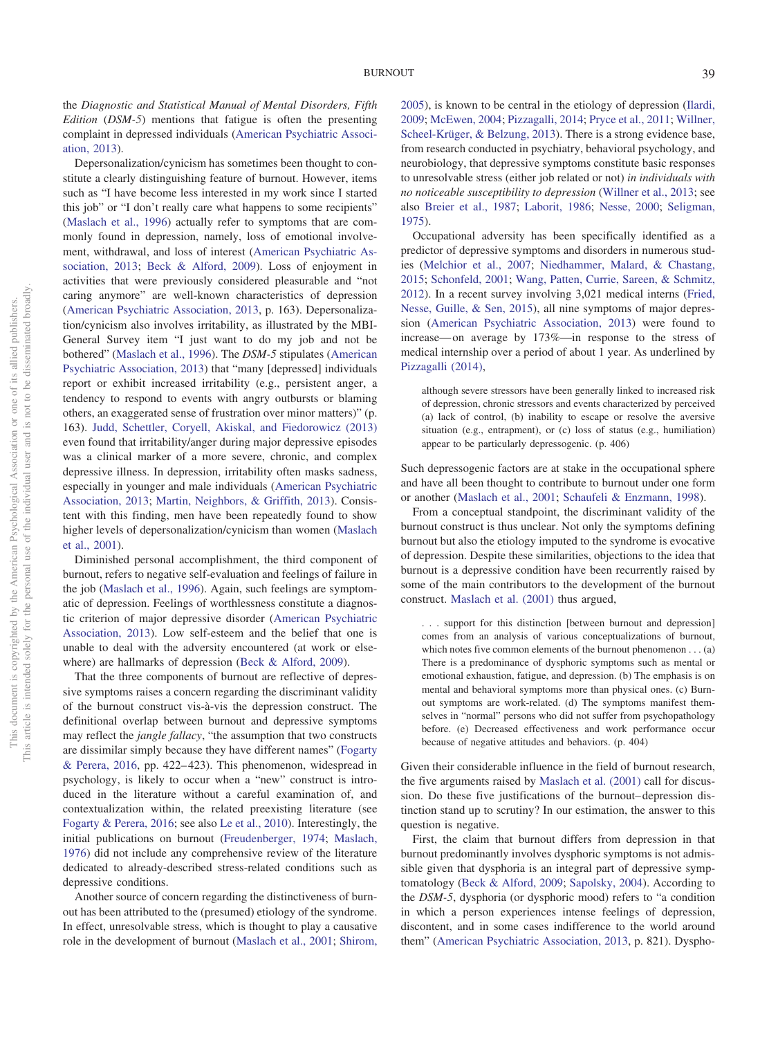the *Diagnostic and Statistical Manual of Mental Disorders, Fifth Edition* (*DSM-5*) mentions that fatigue is often the presenting complaint in depressed individuals (American Psychiatric Association, 2013).

Depersonalization/cynicism has sometimes been thought to constitute a clearly distinguishing feature of burnout. However, items such as "I have become less interested in my work since I started this job" or "I don't really care what happens to some recipients" (Maslach et al., 1996) actually refer to symptoms that are commonly found in depression, namely, loss of emotional involvement, withdrawal, and loss of interest (American Psychiatric Association, 2013; Beck & Alford, 2009). Loss of enjoyment in activities that were previously considered pleasurable and "not caring anymore" are well-known characteristics of depression (American Psychiatric Association, 2013, p. 163). Depersonalization/cynicism also involves irritability, as illustrated by the MBI-General Survey item "I just want to do my job and not be bothered" (Maslach et al., 1996). The *DSM-5* stipulates (American Psychiatric Association, 2013) that "many [depressed] individuals report or exhibit increased irritability (e.g., persistent anger, a tendency to respond to events with angry outbursts or blaming others, an exaggerated sense of frustration over minor matters)" (p. 163). Judd, Schettler, Coryell, Akiskal, and Fiedorowicz (2013) even found that irritability/anger during major depressive episodes was a clinical marker of a more severe, chronic, and complex depressive illness. In depression, irritability often masks sadness, especially in younger and male individuals (American Psychiatric Association, 2013; Martin, Neighbors, & Griffith, 2013). Consistent with this finding, men have been repeatedly found to show higher levels of depersonalization/cynicism than women (Maslach et al., 2001).

Diminished personal accomplishment, the third component of burnout, refers to negative self-evaluation and feelings of failure in the job (Maslach et al., 1996). Again, such feelings are symptomatic of depression. Feelings of worthlessness constitute a diagnostic criterion of major depressive disorder (American Psychiatric Association, 2013). Low self-esteem and the belief that one is unable to deal with the adversity encountered (at work or elsewhere) are hallmarks of depression (Beck & Alford, 2009).

That the three components of burnout are reflective of depressive symptoms raises a concern regarding the discriminant validity of the burnout construct vis-à-vis the depression construct. The definitional overlap between burnout and depressive symptoms may reflect the *jangle fallacy*, "the assumption that two constructs are dissimilar simply because they have different names" (Fogarty & Perera, 2016, pp. 422–423). This phenomenon, widespread in psychology, is likely to occur when a "new" construct is introduced in the literature without a careful examination of, and contextualization within, the related preexisting literature (see Fogarty & Perera, 2016; see also Le et al., 2010). Interestingly, the initial publications on burnout (Freudenberger, 1974; Maslach, 1976) did not include any comprehensive review of the literature dedicated to already-described stress-related conditions such as depressive conditions.

Another source of concern regarding the distinctiveness of burnout has been attributed to the (presumed) etiology of the syndrome. In effect, unresolvable stress, which is thought to play a causative role in the development of burnout (Maslach et al., 2001; Shirom, 2005), is known to be central in the etiology of depression (Ilardi, 2009; McEwen, 2004; Pizzagalli, 2014; Pryce et al., 2011; Willner, Scheel-Krüger, & Belzung, 2013). There is a strong evidence base, from research conducted in psychiatry, behavioral psychology, and neurobiology, that depressive symptoms constitute basic responses to unresolvable stress (either job related or not) *in individuals with no noticeable susceptibility to depression* (Willner et al., 2013; see also Breier et al., 1987; Laborit, 1986; Nesse, 2000; Seligman, 1975).

Occupational adversity has been specifically identified as a predictor of depressive symptoms and disorders in numerous studies (Melchior et al., 2007; Niedhammer, Malard, & Chastang, 2015; Schonfeld, 2001; Wang, Patten, Currie, Sareen, & Schmitz, 2012). In a recent survey involving 3,021 medical interns (Fried, Nesse, Guille, & Sen, 2015), all nine symptoms of major depression (American Psychiatric Association, 2013) were found to increase—on average by 173%—in response to the stress of medical internship over a period of about 1 year. As underlined by Pizzagalli (2014),

> although severe stressors have been generally linked to increased risk of depression, chronic stressors and events characterized by perceived (a) lack of control, (b) inability to escape or resolve the aversive situation (e.g., entrapment), or (c) loss of status (e.g., humiliation) appear to be particularly depressogenic. (p. 406)

Such depressogenic factors are at stake in the occupational sphere and have all been thought to contribute to burnout under one form or another (Maslach et al., 2001; Schaufeli & Enzmann, 1998).

From a conceptual standpoint, the discriminant validity of the burnout construct is thus unclear. Not only the symptoms defining burnout but also the etiology imputed to the syndrome is evocative of depression. Despite these similarities, objections to the idea that burnout is a depressive condition have been recurrently raised by some of the main contributors to the development of the burnout construct. Maslach et al. (2001) thus argued,

> . . . support for this distinction [between burnout and depression] comes from an analysis of various conceptualizations of burnout, which notes five common elements of the burnout phenomenon . . . (a) There is a predominance of dysphoric symptoms such as mental or emotional exhaustion, fatigue, and depression. (b) The emphasis is on mental and behavioral symptoms more than physical ones. (c) Burnout symptoms are work-related. (d) The symptoms manifest themselves in "normal" persons who did not suffer from psychopathology before. (e) Decreased effectiveness and work performance occur because of negative attitudes and behaviors. (p. 404)

Given their considerable influence in the field of burnout research, the five arguments raised by Maslach et al. (2001) call for discussion. Do these five justifications of the burnout–depression distinction stand up to scrutiny? In our estimation, the answer to this question is negative.

First, the claim that burnout differs from depression in that burnout predominantly involves dysphoric symptoms is not admissible given that dysphoria is an integral part of depressive symptomatology (Beck & Alford, 2009; Sapolsky, 2004). According to the *DSM-5*, dysphoria (or dysphoric mood) refers to "a condition in which a person experiences intense feelings of depression, discontent, and in some cases indifference to the world around them" (American Psychiatric Association, 2013, p. 821). Dyspho-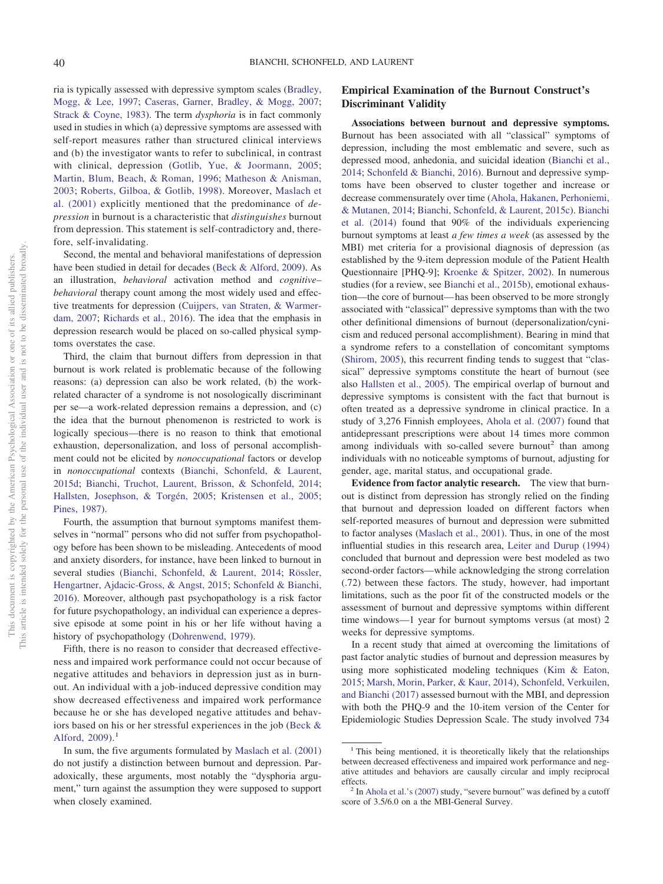ria is typically assessed with depressive symptom scales (Bradley, Mogg, & Lee, 1997; Caseras, Garner, Bradley, & Mogg, 2007; Strack & Coyne, 1983). The term *dysphoria* is in fact commonly used in studies in which (a) depressive symptoms are assessed with self-report measures rather than structured clinical interviews and (b) the investigator wants to refer to subclinical, in contrast with clinical, depression (Gotlib, Yue, & Joormann, 2005; Martin, Blum, Beach, & Roman, 1996; Matheson & Anisman, 2003; Roberts, Gilboa, & Gotlib, 1998). Moreover, Maslach et al. (2001) explicitly mentioned that the predominance of *depression* in burnout is a characteristic that *distinguishes* burnout from depression. This statement is self-contradictory and, therefore, self-invalidating.

Second, the mental and behavioral manifestations of depression have been studied in detail for decades (Beck & Alford, 2009). As an illustration, *behavioral* activation method and *cognitive–behavioral* therapy count among the most widely used and effective treatments for depression (Cuijpers, van Straten, & Warmerdam, 2007; Richards et al., 2016). The idea that the emphasis in depression research would be placed on so-called physical symptoms overstates the case.

Third, the claim that burnout differs from depression in that burnout is work related is problematic because of the following reasons: (a) depression can also be work related, (b) the work-related character of a syndrome is not nosologically discriminant per se—a work-related depression remains a depression, and (c) the idea that the burnout phenomenon is restricted to work is logically specious—there is no reason to think that emotional exhaustion, depersonalization, and loss of personal accomplishment could not be elicited by *nonoccupational* factors or develop in *nonoccupational* contexts (Bianchi, Schonfeld, & Laurent, 2015d; Bianchi, Truchot, Laurent, Brisson, & Schonfeld, 2014; Hallsten, Josephson, & Torgén, 2005; Kristensen et al., 2005; Pines, 1987).

Fourth, the assumption that burnout symptoms manifest themselves in "normal" persons who did not suffer from psychopathology before has been shown to be misleading. Antecedents of mood and anxiety disorders, for instance, have been linked to burnout in several studies (Bianchi, Schonfeld, & Laurent, 2014; Rössler, Hengartner, Ajdacic-Gross, & Angst, 2015; Schonfeld & Bianchi, 2016). Moreover, although past psychopathology is a risk factor for future psychopathology, an individual can experience a depressive episode at some point in his or her life without having a history of psychopathology (Dohrenwend, 1979).

Fifth, there is no reason to consider that decreased effectiveness and impaired work performance could not occur because of negative attitudes and behaviors in depression just as in burnout. An individual with a job-induced depressive condition may show decreased effectiveness and impaired work performance because he or she has developed negative attitudes and behaviors based on his or her stressful experiences in the job (Beck & Alford, 2009).[1]

In sum, the five arguments formulated by Maslach et al. (2001) do not justify a distinction between burnout and depression. Paradoxically, these arguments, most notably the "dysphoria argument," turn against the assumption they were supposed to support when closely examined.

## Empirical Examination of the Burnout Construct's Discriminant Validity

**Associations between burnout and depressive symptoms.** Burnout has been associated with all "classical" symptoms of depression, including the most emblematic and severe, such as depressed mood, anhedonia, and suicidal ideation (Bianchi et al., 2014; Schonfeld & Bianchi, 2016). Burnout and depressive symptoms have been observed to cluster together and increase or decrease commensurately over time (Ahola, Hakanen, Perhoniemi, & Mutanen, 2014; Bianchi, Schonfeld, & Laurent, 2015c). Bianchi et al. (2014) found that 90% of the individuals experiencing burnout symptoms at least *a few times a week* (as assessed by the MBI) met criteria for a provisional diagnosis of depression (as established by the 9-item depression module of the Patient Health Questionnaire [PHQ-9]; Kroenke & Spitzer, 2002). In numerous studies (for a review, see Bianchi et al., 2015b), emotional exhaustion—the core of burnout—has been observed to be more strongly associated with "classical" depressive symptoms than with the two other definitional dimensions of burnout (depersonalization/cynicism and reduced personal accomplishment). Bearing in mind that a syndrome refers to a constellation of concomitant symptoms (Shirom, 2005), this recurrent finding tends to suggest that "classical" depressive symptoms constitute the heart of burnout (see also Hallsten et al., 2005). The empirical overlap of burnout and depressive symptoms is consistent with the fact that burnout is often treated as a depressive syndrome in clinical practice. In a study of 3,276 Finnish employees, Ahola et al. (2007) found that antidepressant prescriptions were about 14 times more common among individuals with so-called severe burnout[2] than among individuals with no noticeable symptoms of burnout, adjusting for gender, age, marital status, and occupational grade.

**Evidence from factor analytic research.** The view that burnout is distinct from depression has strongly relied on the finding that burnout and depression loaded on different factors when self-reported measures of burnout and depression were submitted to factor analyses (Maslach et al., 2001). Thus, in one of the most influential studies in this research area, Leiter and Durup (1994) concluded that burnout and depression were best modeled as two second-order factors—while acknowledging the strong correlation (.72) between these factors. The study, however, had important limitations, such as the poor fit of the constructed models or the assessment of burnout and depressive symptoms within different time windows—1 year for burnout symptoms versus (at most) 2 weeks for depressive symptoms.

In a recent study that aimed at overcoming the limitations of past factor analytic studies of burnout and depression measures by using more sophisticated modeling techniques (Kim & Eaton, 2015; Marsh, Morin, Parker, & Kaur, 2014), Schonfeld, Verkuilen, and Bianchi (2017) assessed burnout with the MBI, and depression with both the PHQ-9 and the 10-item version of the Center for Epidemiologic Studies Depression Scale. The study involved 734

[1] This being mentioned, it is theoretically likely that the relationships between decreased effectiveness and impaired work performance and negative attitudes and behaviors are causally circular and imply reciprocal effects.

[2] In Ahola et al.'s (2007) study, "severe burnout" was defined by a cutoff score of 3.5/6.0 on a the MBI-General Survey.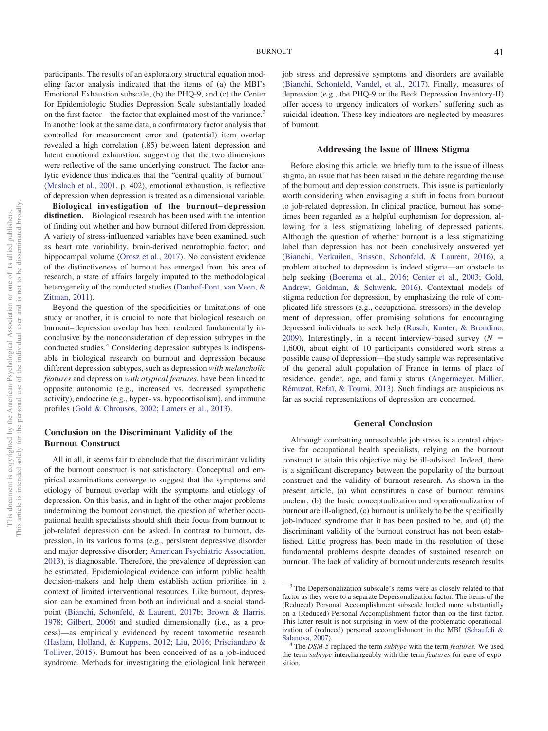participants. The results of an exploratory structural equation modeling factor analysis indicated that the items of (a) the MBI's Emotional Exhaustion subscale, (b) the PHQ-9, and (c) the Center for Epidemiologic Studies Depression Scale substantially loaded on the first factor—the factor that explained most of the variance.[3] In another look at the same data, a confirmatory factor analysis that controlled for measurement error and (potential) item overlap revealed a high correlation (.85) between latent depression and latent emotional exhaustion, suggesting that the two dimensions were reflective of the same underlying construct. The factor analytic evidence thus indicates that the "central quality of burnout" (Maslach et al., 2001, p. 402), emotional exhaustion, is reflective of depression when depression is treated as a dimensional variable.

**Biological investigation of the burnout–depression distinction.** Biological research has been used with the intention of finding out whether and how burnout differed from depression. A variety of stress-influenced variables have been examined, such as heart rate variability, brain-derived neurotrophic factor, and hippocampal volume (Orosz et al., 2017). No consistent evidence of the distinctiveness of burnout has emerged from this area of research, a state of affairs largely imputed to the methodological heterogeneity of the conducted studies (Danhof-Pont, van Veen, & Zitman, 2011).

Beyond the question of the specificities or limitations of one study or another, it is crucial to note that biological research on burnout–depression overlap has been rendered fundamentally inconclusive by the nonconsideration of depression subtypes in the conducted studies.[4] Considering depression subtypes is indispensable in biological research on burnout and depression because different depression subtypes, such as depression *with melancholic features* and depression *with atypical features*, have been linked to opposite autonomic (e.g., increased vs. decreased sympathetic activity), endocrine (e.g., hyper- vs. hypocortisolism), and immune profiles (Gold & Chrousos, 2002; Lamers et al., 2013).

## Conclusion on the Discriminant Validity of the Burnout Construct

All in all, it seems fair to conclude that the discriminant validity of the burnout construct is not satisfactory. Conceptual and empirical examinations converge to suggest that the symptoms and etiology of burnout overlap with the symptoms and etiology of depression. On this basis, and in light of the other major problems undermining the burnout construct, the question of whether occupational health specialists should shift their focus from burnout to job-related depression can be asked. In contrast to burnout, depression, in its various forms (e.g., persistent depressive disorder and major depressive disorder; American Psychiatric Association, 2013), is diagnosable. Therefore, the prevalence of depression can be estimated. Epidemiological evidence can inform public health decision-makers and help them establish action priorities in a context of limited interventional resources. Like burnout, depression can be examined from both an individual and a social standpoint (Bianchi, Schonfeld, & Laurent, 2017b; Brown & Harris, 1978; Gilbert, 2006) and studied dimensionally (i.e., as a process)—as empirically evidenced by recent taxometric research (Haslam, Holland, & Kuppens, 2012; Liu, 2016; Prisciandaro & Tolliver, 2015). Burnout has been conceived of as a job-induced syndrome. Methods for investigating the etiological link between job stress and depressive symptoms and disorders are available (Bianchi, Schonfeld, Vandel, et al., 2017). Finally, measures of depression (e.g., the PHQ-9 or the Beck Depression Inventory-II) offer access to urgency indicators of workers' suffering such as suicidal ideation. These key indicators are neglected by measures of burnout.

## Addressing the Issue of Illness Stigma

Before closing this article, we briefly turn to the issue of illness stigma, an issue that has been raised in the debate regarding the use of the burnout and depression constructs. This issue is particularly worth considering when envisaging a shift in focus from burnout to job-related depression. In clinical practice, burnout has sometimes been regarded as a helpful euphemism for depression, allowing for a less stigmatizing labeling of depressed patients. Although the question of whether burnout is a less stigmatizing label than depression has not been conclusively answered yet (Bianchi, Verkuilen, Brisson, Schonfeld, & Laurent, 2016), a problem attached to depression is indeed stigma—an obstacle to help seeking (Boerema et al., 2016; Center et al., 2003; Gold, Andrew, Goldman, & Schwenk, 2016). Contextual models of stigma reduction for depression, by emphasizing the role of complicated life stressors (e.g., occupational stressors) in the development of depression, offer promising solutions for encouraging depressed individuals to seek help (Rusch, Kanter, & Brondino, 2009). Interestingly, in a recent interview-based survey ($N$ = 1,600), about eight of 10 participants considered work stress a possible cause of depression—the study sample was representative of the general adult population of France in terms of place of residence, gender, age, and family status (Angermeyer, Millier, Rémuzat, Refaï, & Toumi, 2013). Such findings are auspicious as far as social representations of depression are concerned.

## General Conclusion

Although combatting unresolvable job stress is a central objective for occupational health specialists, relying on the burnout construct to attain this objective may be ill-advised. Indeed, there is a significant discrepancy between the popularity of the burnout construct and the validity of burnout research. As shown in the present article, (a) what constitutes a case of burnout remains unclear, (b) the basic conceptualization and operationalization of burnout are ill-aligned, (c) burnout is unlikely to be the specifically job-induced syndrome that it has been posited to be, and (d) the discriminant validity of the burnout construct has not been established. Little progress has been made in the resolution of these fundamental problems despite decades of sustained research on burnout. The lack of validity of burnout undercuts research results

---

[3] The Depersonalization subscale's items were as closely related to that factor as they were to a separate Depersonalization factor. The items of the (Reduced) Personal Accomplishment subscale loaded more substantially on a (Reduced) Personal Accomplishment factor than on the first factor. This latter result is not surprising in view of the problematic operationalization of (reduced) personal accomplishment in the MBI (Schaufeli & Salanova, 2007).

[4] The *DSM-5* replaced the term *subtype* with the term *features*. We used the term *subtype* interchangeably with the term *features* for ease of exposition.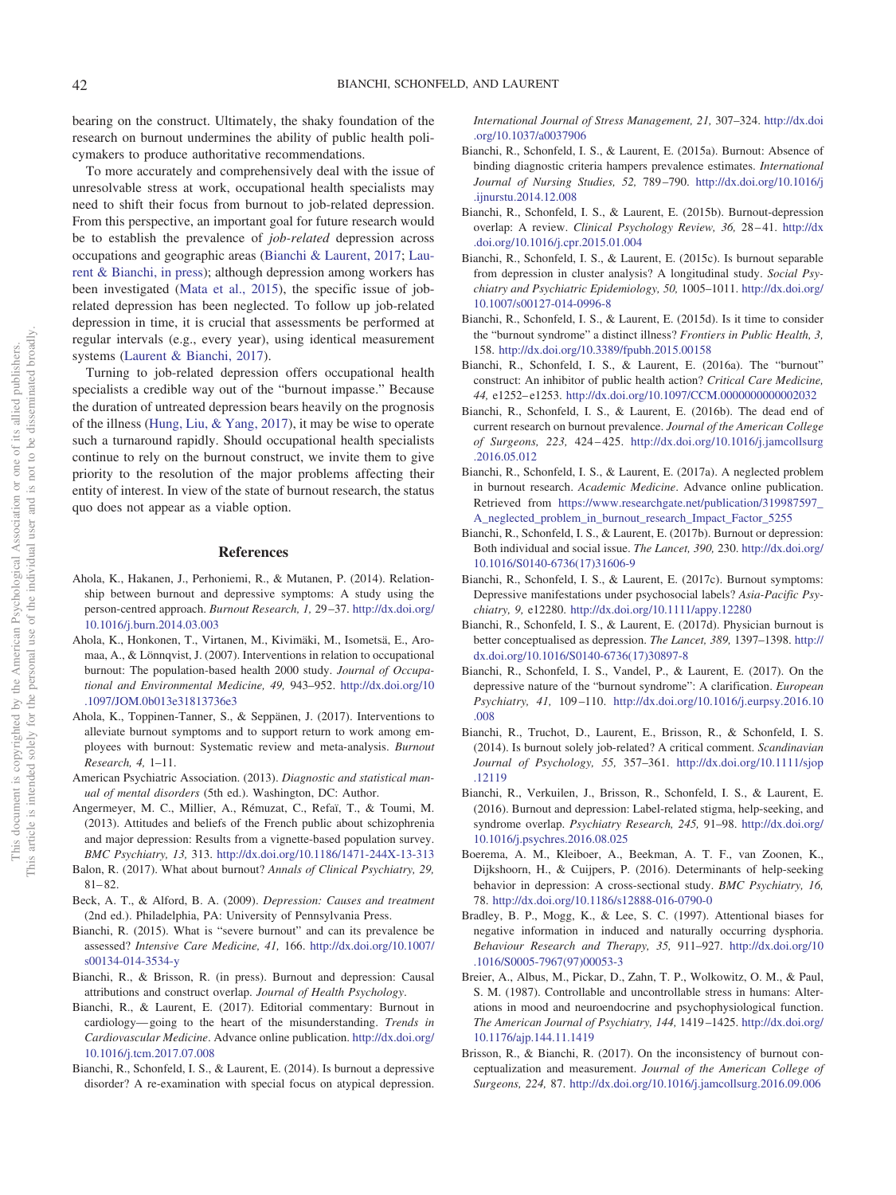bearing on the construct. Ultimately, the shaky foundation of the research on burnout undermines the ability of public health policymakers to produce authoritative recommendations.

To more accurately and comprehensively deal with the issue of unresolvable stress at work, occupational health specialists may need to shift their focus from burnout to job-related depression. From this perspective, an important goal for future research would be to establish the prevalence of *job-related* depression across occupations and geographic areas (Bianchi & Laurent, 2017; Laurent & Bianchi, in press); although depression among workers has been investigated (Mata et al., 2015), the specific issue of job-related depression has been neglected. To follow up job-related depression in time, it is crucial that assessments be performed at regular intervals (e.g., every year), using identical measurement systems (Laurent & Bianchi, 2017).

Turning to job-related depression offers occupational health specialists a credible way out of the "burnout impasse." Because the duration of untreated depression bears heavily on the prognosis of the illness (Hung, Liu, & Yang, 2017), it may be wise to operate such a turnaround rapidly. Should occupational health specialists continue to rely on the burnout construct, we invite them to give priority to the resolution of the major problems affecting their entity of interest. In view of the state of burnout research, the status quo does not appear as a viable option.

## References

Ahola, K., Hakanen, J., Perhoniemi, R., & Mutanen, P. (2014). Relationship between burnout and depressive symptoms: A study using the person-centred approach. *Burnout Research, 1,* 29–37. http://dx.doi.org/10.1016/j.burn.2014.03.003

Ahola, K., Honkonen, T., Virtanen, M., Kivimäki, M., Isometsä, E., Aromaa, A., & Lönnqvist, J. (2007). Interventions in relation to occupational burnout: The population-based health 2000 study. *Journal of Occupational and Environmental Medicine, 49,* 943–952. http://dx.doi.org/10.1097/JOM.0b013e31813736e3

Ahola, K., Toppinen-Tanner, S., & Seppänen, J. (2017). Interventions to alleviate burnout symptoms and to support return to work among employees with burnout: Systematic review and meta-analysis. *Burnout Research, 4,* 1–11.

American Psychiatric Association. (2013). *Diagnostic and statistical manual of mental disorders* (5th ed.). Washington, DC: Author.

Angermeyer, M. C., Millier, A., Rémuzat, C., Refaï, T., & Toumi, M. (2013). Attitudes and beliefs of the French public about schizophrenia and major depression: Results from a vignette-based population survey. *BMC Psychiatry, 13,* 313. http://dx.doi.org/10.1186/1471-244X-13-313

Balon, R. (2017). What about burnout? *Annals of Clinical Psychiatry, 29,* 81–82.

Beck, A. T., & Alford, B. A. (2009). *Depression: Causes and treatment* (2nd ed.). Philadelphia, PA: University of Pennsylvania Press.

Bianchi, R. (2015). What is "severe burnout" and can its prevalence be assessed? *Intensive Care Medicine, 41,* 166. http://dx.doi.org/10.1007/s00134-014-3534-y

Bianchi, R., & Brisson, R. (in press). Burnout and depression: Causal attributions and construct overlap. *Journal of Health Psychology*.

Bianchi, R., & Laurent, E. (2017). Editorial commentary: Burnout in cardiology—going to the heart of the misunderstanding. *Trends in Cardiovascular Medicine*. Advance online publication. http://dx.doi.org/10.1016/j.tcm.2017.07.008

Bianchi, R., Schonfeld, I. S., & Laurent, E. (2014). Is burnout a depressive disorder? A re-examination with special focus on atypical depression. *International Journal of Stress Management, 21,* 307–324. http://dx.doi.org/10.1037/a0037906

Bianchi, R., Schonfeld, I. S., & Laurent, E. (2015a). Burnout: Absence of binding diagnostic criteria hampers prevalence estimates. *International Journal of Nursing Studies, 52,* 789–790. http://dx.doi.org/10.1016/j.ijnurstu.2014.12.008

Bianchi, R., Schonfeld, I. S., & Laurent, E. (2015b). Burnout-depression overlap: A review. *Clinical Psychology Review, 36,* 28–41. http://dx.doi.org/10.1016/j.cpr.2015.01.004

Bianchi, R., Schonfeld, I. S., & Laurent, E. (2015c). Is burnout separable from depression in cluster analysis? A longitudinal study. *Social Psychiatry and Psychiatric Epidemiology, 50,* 1005–1011. http://dx.doi.org/10.1007/s00127-014-0996-8

Bianchi, R., Schonfeld, I. S., & Laurent, E. (2015d). Is it time to consider the "burnout syndrome" a distinct illness? *Frontiers in Public Health, 3,* 158. http://dx.doi.org/10.3389/fpubh.2015.00158

Bianchi, R., Schonfeld, I. S., & Laurent, E. (2016a). The "burnout" construct: An inhibitor of public health action? *Critical Care Medicine, 44,* e1252–e1253. http://dx.doi.org/10.1097/CCM.0000000000002032

Bianchi, R., Schonfeld, I. S., & Laurent, E. (2016b). The dead end of current research on burnout prevalence. *Journal of the American College of Surgeons, 223,* 424–425. http://dx.doi.org/10.1016/j.jamcollsurg.2016.05.012

Bianchi, R., Schonfeld, I. S., & Laurent, E. (2017a). A neglected problem in burnout research. *Academic Medicine*. Advance online publication. Retrieved from https://www.researchgate.net/publication/319987597_A_neglected_problem_in_burnout_research_Impact_Factor_5255

Bianchi, R., Schonfeld, I. S., & Laurent, E. (2017b). Burnout or depression: Both individual and social issue. *The Lancet, 390,* 230. http://dx.doi.org/10.1016/S0140-6736(17)31606-9

Bianchi, R., Schonfeld, I. S., & Laurent, E. (2017c). Burnout symptoms: Depressive manifestations under psychosocial labels? *Asia-Pacific Psychiatry, 9,* e12280. http://dx.doi.org/10.1111/appy.12280

Bianchi, R., Schonfeld, I. S., & Laurent, E. (2017d). Physician burnout is better conceptualised as depression. *The Lancet, 389,* 1397–1398. http://dx.doi.org/10.1016/S0140-6736(17)30897-8

Bianchi, R., Schonfeld, I. S., Vandel, P., & Laurent, E. (2017). On the depressive nature of the "burnout syndrome": A clarification. *European Psychiatry, 41,* 109–110. http://dx.doi.org/10.1016/j.eurpsy.2016.10.008

Bianchi, R., Truchot, D., Laurent, E., Brisson, R., & Schonfeld, I. S. (2014). Is burnout solely job-related? A critical comment. *Scandinavian Journal of Psychology, 55,* 357–361. http://dx.doi.org/10.1111/sjop.12119

Bianchi, R., Verkuilen, J., Brisson, R., Schonfeld, I. S., & Laurent, E. (2016). Burnout and depression: Label-related stigma, help-seeking, and syndrome overlap. *Psychiatry Research, 245,* 91–98. http://dx.doi.org/10.1016/j.psychres.2016.08.025

Boerema, A. M., Kleiboer, A., Beekman, A. T. F., van Zoonen, K., Dijkshoorn, H., & Cuijpers, P. (2016). Determinants of help-seeking behavior in depression: A cross-sectional study. *BMC Psychiatry, 16,* 78. http://dx.doi.org/10.1186/s12888-016-0790-0

Bradley, B. P., Mogg, K., & Lee, S. C. (1997). Attentional biases for negative information in induced and naturally occurring dysphoria. *Behaviour Research and Therapy, 35,* 911–927. http://dx.doi.org/10.1016/S0005-7967(97)00053-3

Breier, A., Albus, M., Pickar, D., Zahn, T. P., Wolkowitz, O. M., & Paul, S. M. (1987). Controllable and uncontrollable stress in humans: Alterations in mood and neuroendocrine and psychophysiological function. *The American Journal of Psychiatry, 144,* 1419–1425. http://dx.doi.org/10.1176/ajp.144.11.1419

Brisson, R., & Bianchi, R. (2017). On the inconsistency of burnout conceptualization and measurement. *Journal of the American College of Surgeons, 224,* 87. http://dx.doi.org/10.1016/j.jamcollsurg.2016.09.006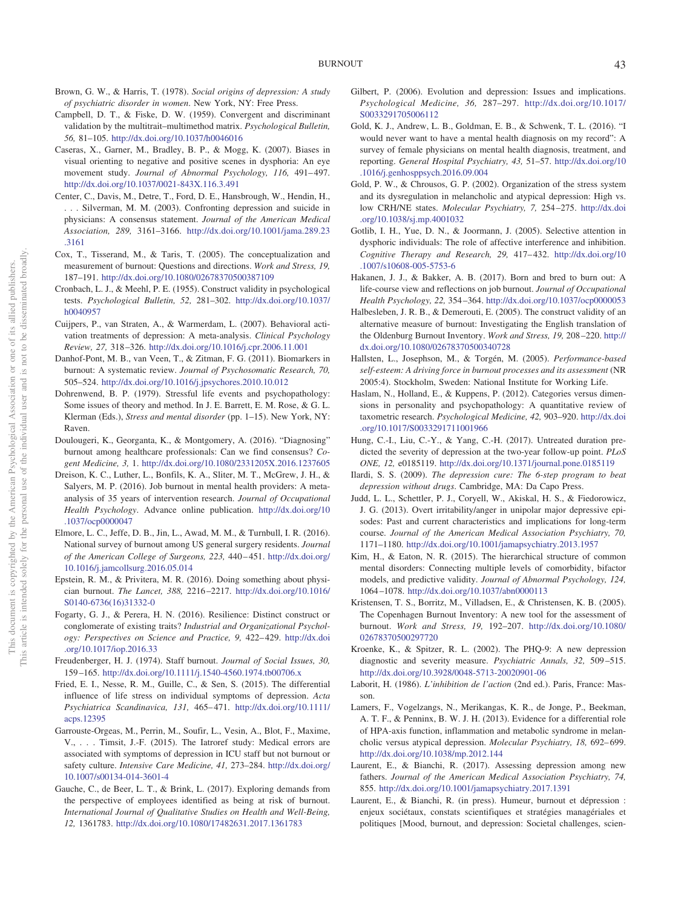Brown, G. W., & Harris, T. (1978). *Social origins of depression: A study of psychiatric disorder in women*. New York, NY: Free Press.

Campbell, D. T., & Fiske, D. W. (1959). Convergent and discriminant validation by the multitrait–multimethod matrix. *Psychological Bulletin, 56,* 81–105. http://dx.doi.org/10.1037/h0046016

Caseras, X., Garner, M., Bradley, B. P., & Mogg, K. (2007). Biases in visual orienting to negative and positive scenes in dysphoria: An eye movement study. *Journal of Abnormal Psychology, 116,* 491–497. http://dx.doi.org/10.1037/0021-843X.116.3.491

Center, C., Davis, M., Detre, T., Ford, D. E., Hansbrough, W., Hendin, H., . . . Silverman, M. M. (2003). Confronting depression and suicide in physicians: A consensus statement. *Journal of the American Medical Association, 289,* 3161–3166. http://dx.doi.org/10.1001/jama.289.23.3161

Cox, T., Tisserand, M., & Taris, T. (2005). The conceptualization and measurement of burnout: Questions and directions. *Work and Stress, 19,* 187–191. http://dx.doi.org/10.1080/02678370500387109

Cronbach, L. J., & Meehl, P. E. (1955). Construct validity in psychological tests. *Psychological Bulletin, 52,* 281–302. http://dx.doi.org/10.1037/h0040957

Cuijpers, P., van Straten, A., & Warmerdam, L. (2007). Behavioral activation treatments of depression: A meta-analysis. *Clinical Psychology Review, 27,* 318–326. http://dx.doi.org/10.1016/j.cpr.2006.11.001

Danhof-Pont, M. B., van Veen, T., & Zitman, F. G. (2011). Biomarkers in burnout: A systematic review. *Journal of Psychosomatic Research, 70,* 505–524. http://dx.doi.org/10.1016/j.jpsychores.2010.10.012

Dohrenwend, B. P. (1979). Stressful life events and psychopathology: Some issues of theory and method. In J. E. Barrett, E. M. Rose, & G. L. Klerman (Eds.), *Stress and mental disorder* (pp. 1–15). New York, NY: Raven.

Doulougeri, K., Georganta, K., & Montgomery, A. (2016). "Diagnosing" burnout among healthcare professionals: Can we find consensus? *Cogent Medicine, 3,* 1. http://dx.doi.org/10.1080/2331205X.2016.1237605

Dreison, K. C., Luther, L., Bonfils, K. A., Sliter, M. T., McGrew, J. H., & Salyers, M. P. (2016). Job burnout in mental health providers: A meta-analysis of 35 years of intervention research. *Journal of Occupational Health Psychology*. Advance online publication. http://dx.doi.org/10.1037/ocp0000047

Elmore, L. C., Jeffe, D. B., Jin, L., Awad, M. M., & Turnbull, I. R. (2016). National survey of burnout among US general surgery residents. *Journal of the American College of Surgeons, 223,* 440–451. http://dx.doi.org/10.1016/j.jamcollsurg.2016.05.014

Epstein, R. M., & Privitera, M. R. (2016). Doing something about physician burnout. *The Lancet, 388,* 2216–2217. http://dx.doi.org/10.1016/S0140-6736(16)31332-0

Fogarty, G. J., & Perera, H. N. (2016). Resilience: Distinct construct or conglomerate of existing traits? *Industrial and Organizational Psychology: Perspectives on Science and Practice, 9,* 422–429. http://dx.doi.org/10.1017/iop.2016.33

Freudenberger, H. J. (1974). Staff burnout. *Journal of Social Issues, 30,* 159–165. http://dx.doi.org/10.1111/j.1540-4560.1974.tb00706.x

Fried, E. I., Nesse, R. M., Guille, C., & Sen, S. (2015). The differential influence of life stress on individual symptoms of depression. *Acta Psychiatrica Scandinavica, 131,* 465–471. http://dx.doi.org/10.1111/acps.12395

Garrouste-Orgeas, M., Perrin, M., Soufir, L., Vesin, A., Blot, F., Maxime, V., . . . Timsit, J.-F. (2015). The Iatroref study: Medical errors are associated with symptoms of depression in ICU staff but not burnout or safety culture. *Intensive Care Medicine, 41,* 273–284. http://dx.doi.org/10.1007/s00134-014-3601-4

Gauche, C., de Beer, L. T., & Brink, L. (2017). Exploring demands from the perspective of employees identified as being at risk of burnout. *International Journal of Qualitative Studies on Health and Well-Being, 12,* 1361783. http://dx.doi.org/10.1080/17482631.2017.1361783

Gilbert, P. (2006). Evolution and depression: Issues and implications. *Psychological Medicine, 36,* 287–297. http://dx.doi.org/10.1017/S0033291705006112

Gold, K. J., Andrew, L. B., Goldman, E. B., & Schwenk, T. L. (2016). "I would never want to have a mental health diagnosis on my record": A survey of female physicians on mental health diagnosis, treatment, and reporting. *General Hospital Psychiatry, 43,* 51–57. http://dx.doi.org/10.1016/j.genhosppsych.2016.09.004

Gold, P. W., & Chrousos, G. P. (2002). Organization of the stress system and its dysregulation in melancholic and atypical depression: High vs. low CRH/NE states. *Molecular Psychiatry, 7,* 254–275. http://dx.doi.org/10.1038/sj.mp.4001032

Gotlib, I. H., Yue, D. N., & Joormann, J. (2005). Selective attention in dysphoric individuals: The role of affective interference and inhibition. *Cognitive Therapy and Research, 29,* 417–432. http://dx.doi.org/10.1007/s10608-005-5753-6

Hakanen, J. J., & Bakker, A. B. (2017). Born and bred to burn out: A life-course view and reflections on job burnout. *Journal of Occupational Health Psychology, 22,* 354–364. http://dx.doi.org/10.1037/ocp0000053

Halbesleben, J. R. B., & Demerouti, E. (2005). The construct validity of an alternative measure of burnout: Investigating the English translation of the Oldenburg Burnout Inventory. *Work and Stress, 19,* 208–220. http://dx.doi.org/10.1080/02678370500340728

Hallsten, L., Josephson, M., & Torgén, M. (2005). *Performance-based self-esteem: A driving force in burnout processes and its assessment* (NR 2005:4). Stockholm, Sweden: National Institute for Working Life.

Haslam, N., Holland, E., & Kuppens, P. (2012). Categories versus dimensions in personality and psychopathology: A quantitative review of taxometric research. *Psychological Medicine, 42,* 903–920. http://dx.doi.org/10.1017/S0033291711001966

Hung, C.-I., Liu, C.-Y., & Yang, C.-H. (2017). Untreated duration predicted the severity of depression at the two-year follow-up point. *PLoS ONE, 12,* e0185119. http://dx.doi.org/10.1371/journal.pone.0185119

Ilardi, S. S. (2009). *The depression cure: The 6-step program to beat depression without drugs*. Cambridge, MA: Da Capo Press.

Judd, L. L., Schettler, P. J., Coryell, W., Akiskal, H. S., & Fiedorowicz, J. G. (2013). Overt irritability/anger in unipolar major depressive episodes: Past and current characteristics and implications for long-term course. *Journal of the American Medical Association Psychiatry, 70,* 1171–1180. http://dx.doi.org/10.1001/jamapsychiatry.2013.1957

Kim, H., & Eaton, N. R. (2015). The hierarchical structure of common mental disorders: Connecting multiple levels of comorbidity, bifactor models, and predictive validity. *Journal of Abnormal Psychology, 124,* 1064–1078. http://dx.doi.org/10.1037/abn0000113

Kristensen, T. S., Borritz, M., Villadsen, E., & Christensen, K. B. (2005). The Copenhagen Burnout Inventory: A new tool for the assessment of burnout. *Work and Stress, 19,* 192–207. http://dx.doi.org/10.1080/02678370500297720

Kroenke, K., & Spitzer, R. L. (2002). The PHQ-9: A new depression diagnostic and severity measure. *Psychiatric Annals, 32,* 509–515. http://dx.doi.org/10.3928/0048-5713-20020901-06

Laborit, H. (1986). *L'inhibition de l'action* (2nd ed.). Paris, France: Masson.

Lamers, F., Vogelzangs, N., Merikangas, K. R., de Jonge, P., Beekman, A. T. F., & Penninx, B. W. J. H. (2013). Evidence for a differential role of HPA-axis function, inflammation and metabolic syndrome in melancholic versus atypical depression. *Molecular Psychiatry, 18,* 692–699. http://dx.doi.org/10.1038/mp.2012.144

Laurent, E., & Bianchi, R. (2017). Assessing depression among new fathers. *Journal of the American Medical Association Psychiatry, 74,* 855. http://dx.doi.org/10.1001/jamapsychiatry.2017.1391

Laurent, E., & Bianchi, R. (in press). Humeur, burnout et dépression : enjeux sociétaux, constats scientifiques et stratégies managériales et politiques [Mood, burnout, and depression: Societal challenges, scien-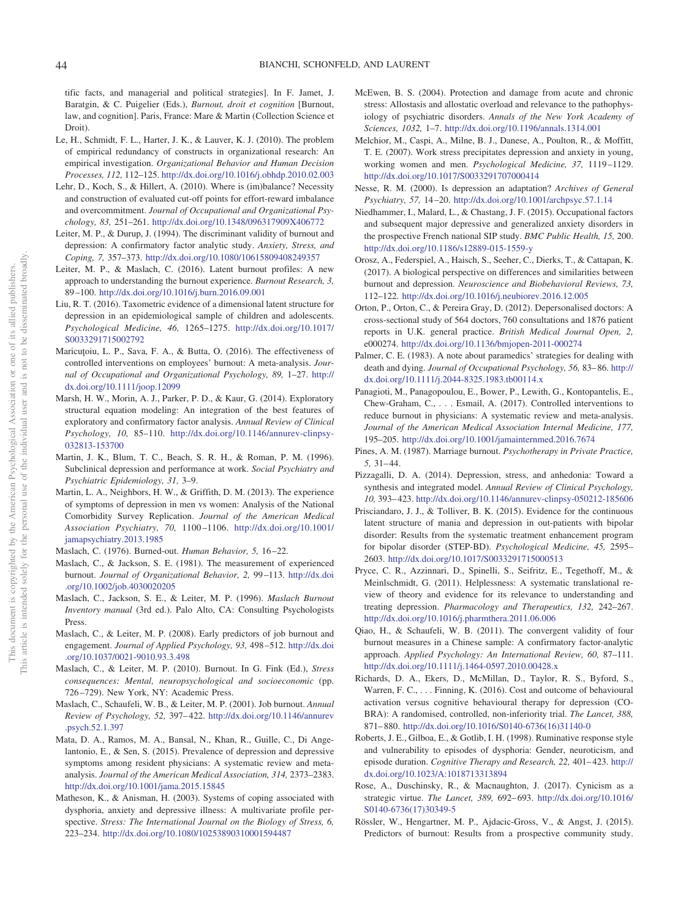tific facts, and managerial and political strategies]. In F. Jamet, J. Baratgin, & C. Puigelier (Eds.), *Burnout, droit et cognition* [Burnout, law, and cognition]. Paris, France: Mare & Martin (Collection Science et Droit).

Le, H., Schmidt, F. L., Harter, J. K., & Lauver, K. J. (2010). The problem of empirical redundancy of constructs in organizational research: An empirical investigation. *Organizational Behavior and Human Decision Processes, 112,* 112–125. http://dx.doi.org/10.1016/j.obhdp.2010.02.003

Lehr, D., Koch, S., & Hillert, A. (2010). Where is (im)balance? Necessity and construction of evaluated cut-off points for effort-reward imbalance and overcommitment. *Journal of Occupational and Organizational Psychology, 83,* 251–261. http://dx.doi.org/10.1348/096317909X406772

Leiter, M. P., & Durup, J. (1994). The discriminant validity of burnout and depression: A confirmatory factor analytic study. *Anxiety, Stress, and Coping, 7,* 357–373. http://dx.doi.org/10.1080/10615809408249357

Leiter, M. P., & Maslach, C. (2016). Latent burnout profiles: A new approach to understanding the burnout experience. *Burnout Research, 3,* 89–100. http://dx.doi.org/10.1016/j.burn.2016.09.001

Liu, R. T. (2016). Taxometric evidence of a dimensional latent structure for depression in an epidemiological sample of children and adolescents. *Psychological Medicine, 46,* 1265–1275. http://dx.doi.org/10.1017/S0033291715002792

Maricuţoiu, L. P., Sava, F. A., & Butta, O. (2016). The effectiveness of controlled interventions on employees' burnout: A meta-analysis. *Journal of Occupational and Organizational Psychology, 89,* 1–27. http://dx.doi.org/10.1111/joop.12099

Marsh, H. W., Morin, A. J., Parker, P. D., & Kaur, G. (2014). Exploratory structural equation modeling: An integration of the best features of exploratory and confirmatory factor analysis. *Annual Review of Clinical Psychology, 10,* 85–110. http://dx.doi.org/10.1146/annurev-clinpsy-032813-153700

Martin, J. K., Blum, T. C., Beach, S. R. H., & Roman, P. M. (1996). Subclinical depression and performance at work. *Social Psychiatry and Psychiatric Epidemiology, 31,* 3–9.

Martin, L. A., Neighbors, H. W., & Griffith, D. M. (2013). The experience of symptoms of depression in men vs women: Analysis of the National Comorbidity Survey Replication. *Journal of the American Medical Association Psychiatry, 70,* 1100–1106. http://dx.doi.org/10.1001/jamapsychiatry.2013.1985

Maslach, C. (1976). Burned-out. *Human Behavior, 5,* 16–22.

Maslach, C., & Jackson, S. E. (1981). The measurement of experienced burnout. *Journal of Organizational Behavior, 2,* 99–113. http://dx.doi.org/10.1002/job.4030020205

Maslach, C., Jackson, S. E., & Leiter, M. P. (1996). *Maslach Burnout Inventory manual* (3rd ed.). Palo Alto, CA: Consulting Psychologists Press.

Maslach, C., & Leiter, M. P. (2008). Early predictors of job burnout and engagement. *Journal of Applied Psychology, 93,* 498–512. http://dx.doi.org/10.1037/0021-9010.93.3.498

Maslach, C., & Leiter, M. P. (2010). Burnout. In G. Fink (Ed.), *Stress consequences: Mental, neuropsychological and socioeconomic* (pp. 726–729). New York, NY: Academic Press.

Maslach, C., Schaufeli, W. B., & Leiter, M. P. (2001). Job burnout. *Annual Review of Psychology, 52,* 397–422. http://dx.doi.org/10.1146/annurev.psych.52.1.397

Mata, D. A., Ramos, M. A., Bansal, N., Khan, R., Guille, C., Di Angelantonio, E., & Sen, S. (2015). Prevalence of depression and depressive symptoms among resident physicians: A systematic review and meta-analysis. *Journal of the American Medical Association, 314,* 2373–2383. http://dx.doi.org/10.1001/jama.2015.15845

Matheson, K., & Anisman, H. (2003). Systems of coping associated with dysphoria, anxiety and depressive illness: A multivariate profile perspective. *Stress: The International Journal on the Biology of Stress, 6,* 223–234. http://dx.doi.org/10.1080/10253890310001594487

McEwen, B. S. (2004). Protection and damage from acute and chronic stress: Allostasis and allostatic overload and relevance to the pathophysiology of psychiatric disorders. *Annals of the New York Academy of Sciences, 1032,* 1–7. http://dx.doi.org/10.1196/annals.1314.001

Melchior, M., Caspi, A., Milne, B. J., Danese, A., Poulton, R., & Moffitt, T. E. (2007). Work stress precipitates depression and anxiety in young, working women and men. *Psychological Medicine, 37,* 1119–1129. http://dx.doi.org/10.1017/S0033291707000414

Nesse, R. M. (2000). Is depression an adaptation? *Archives of General Psychiatry, 57,* 14–20. http://dx.doi.org/10.1001/archpsyc.57.1.14

Niedhammer, I., Malard, L., & Chastang, J. F. (2015). Occupational factors and subsequent major depressive and generalized anxiety disorders in the prospective French national SIP study. *BMC Public Health, 15,* 200. http://dx.doi.org/10.1186/s12889-015-1559-y

Orosz, A., Federspiel, A., Haisch, S., Seeher, C., Dierks, T., & Cattapan, K. (2017). A biological perspective on differences and similarities between burnout and depression. *Neuroscience and Biobehavioral Reviews, 73,* 112–122. http://dx.doi.org/10.1016/j.neubiorev.2016.12.005

Orton, P., Orton, C., & Pereira Gray, D. (2012). Depersonalised doctors: A cross-sectional study of 564 doctors, 760 consultations and 1876 patient reports in U.K. general practice. *British Medical Journal Open, 2,* e000274. http://dx.doi.org/10.1136/bmjopen-2011-000274

Palmer, C. E. (1983). A note about paramedics' strategies for dealing with death and dying. *Journal of Occupational Psychology, 56,* 83–86. http://dx.doi.org/10.1111/j.2044-8325.1983.tb00114.x

Panagioti, M., Panagopoulou, E., Bower, P., Lewith, G., Kontopantelis, E., Chew-Graham, C., . . . Esmail, A. (2017). Controlled interventions to reduce burnout in physicians: A systematic review and meta-analysis. *Journal of the American Medical Association Internal Medicine, 177,* 195–205. http://dx.doi.org/10.1001/jamainternmed.2016.7674

Pines, A. M. (1987). Marriage burnout. *Psychotherapy in Private Practice, 5,* 31–44.

Pizzagalli, D. A. (2014). Depression, stress, and anhedonia: Toward a synthesis and integrated model. *Annual Review of Clinical Psychology, 10,* 393–423. http://dx.doi.org/10.1146/annurev-clinpsy-050212-185606

Prisciandaro, J. J., & Tolliver, B. K. (2015). Evidence for the continuous latent structure of mania and depression in out-patients with bipolar disorder: Results from the systematic treatment enhancement program for bipolar disorder (STEP-BD). *Psychological Medicine, 45,* 2595–2603. http://dx.doi.org/10.1017/S0033291715000513

Pryce, C. R., Azzinnari, D., Spinelli, S., Seifritz, E., Tegethoff, M., & Meinlschmidt, G. (2011). Helplessness: A systematic translational review of theory and evidence for its relevance to understanding and treating depression. *Pharmacology and Therapeutics, 132,* 242–267. http://dx.doi.org/10.1016/j.pharmthera.2011.06.006

Qiao, H., & Schaufeli, W. B. (2011). The convergent validity of four burnout measures in a Chinese sample: A confirmatory factor-analytic approach. *Applied Psychology: An International Review, 60,* 87–111. http://dx.doi.org/10.1111/j.1464-0597.2010.00428.x

Richards, D. A., Ekers, D., McMillan, D., Taylor, R. S., Byford, S., Warren, F. C., . . . Finning, K. (2016). Cost and outcome of behavioural activation versus cognitive behavioural therapy for depression (COBRA): A randomised, controlled, non-inferiority trial. *The Lancet, 388,* 871–880. http://dx.doi.org/10.1016/S0140-6736(16)31140-0

Roberts, J. E., Gilboa, E., & Gotlib, I. H. (1998). Ruminative response style and vulnerability to episodes of dysphoria: Gender, neuroticism, and episode duration. *Cognitive Therapy and Research, 22,* 401–423. http://dx.doi.org/10.1023/A:1018713313894

Rose, A., Duschinsky, R., & Macnaughton, J. (2017). Cynicism as a strategic virtue. *The Lancet, 389,* 692–693. http://dx.doi.org/10.1016/S0140-6736(17)30349-5

Rössler, W., Hengartner, M. P., Ajdacic-Gross, V., & Angst, J. (2015). Predictors of burnout: Results from a prospective community study.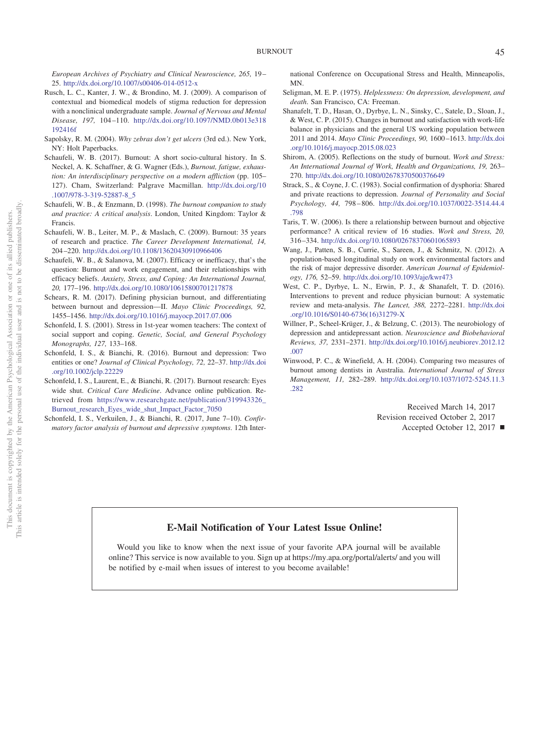European Archives of Psychiatry and Clinical Neuroscience, 265,* 19–25. http://dx.doi.org/10.1007/s00406-014-0512-x

Rusch, L. C., Kanter, J. W., & Brondino, M. J. (2009). A comparison of contextual and biomedical models of stigma reduction for depression with a nonclinical undergraduate sample. *Journal of Nervous and Mental Disease, 197,* 104–110. http://dx.doi.org/10.1097/NMD.0b013e318192416f

Sapolsky, R. M. (2004). *Why zebras don't get ulcers* (3rd ed.). New York, NY: Holt Paperbacks.

Schaufeli, W. B. (2017). Burnout: A short socio-cultural history. In S. Neckel, A. K. Schaffner, & G. Wagner (Eds.), *Burnout, fatigue, exhaustion: An interdisciplinary perspective on a modern affliction* (pp. 105–127). Cham, Switzerland: Palgrave Macmillan. http://dx.doi.org/10.1007/978-3-319-52887-8_5

Schaufeli, W. B., & Enzmann, D. (1998). *The burnout companion to study and practice: A critical analysis*. London, United Kingdom: Taylor & Francis.

Schaufeli, W. B., Leiter, M. P., & Maslach, C. (2009). Burnout: 35 years of research and practice. *The Career Development International, 14,* 204–220. http://dx.doi.org/10.1108/13620430910966406

Schaufeli, W. B., & Salanova, M. (2007). Efficacy or inefficacy, that's the question: Burnout and work engagement, and their relationships with efficacy beliefs. *Anxiety, Stress, and Coping: An International Journal, 20,* 177–196. http://dx.doi.org/10.1080/10615800701217878

Schears, R. M. (2017). Defining physician burnout, and differentiating between burnout and depression—II. *Mayo Clinic Proceedings, 92,* 1455–1456. http://dx.doi.org/10.1016/j.mayocp.2017.07.006

Schonfeld, I. S. (2001). Stress in 1st-year women teachers: The context of social support and coping. *Genetic, Social, and General Psychology Monographs, 127,* 133–168.

Schonfeld, I. S., & Bianchi, R. (2016). Burnout and depression: Two entities or one? *Journal of Clinical Psychology, 72,* 22–37. http://dx.doi.org/10.1002/jclp.22229

Schonfeld, I. S., Laurent, E., & Bianchi, R. (2017). Burnout research: Eyes wide shut. *Critical Care Medicine*. Advance online publication. Retrieved from https://www.researchgate.net/publication/319943326_Burnout_research_Eyes_wide_shut_Impact_Factor_7050

Schonfeld, I. S., Verkuilen, J., & Bianchi, R. (2017, June 7–10). *Confirmatory factor analysis of burnout and depressive symptoms*. 12th International Conference on Occupational Stress and Health, Minneapolis, MN.

Seligman, M. E. P. (1975). *Helplessness: On depression, development, and death*. San Francisco, CA: Freeman.

Shanafelt, T. D., Hasan, O., Dyrbye, L. N., Sinsky, C., Satele, D., Sloan, J., & West, C. P. (2015). Changes in burnout and satisfaction with work-life balance in physicians and the general US working population between 2011 and 2014. *Mayo Clinic Proceedings, 90,* 1600–1613. http://dx.doi.org/10.1016/j.mayocp.2015.08.023

Shirom, A. (2005). Reflections on the study of burnout. *Work and Stress: An International Journal of Work, Health and Organizations, 19,* 263–270. http://dx.doi.org/10.1080/02678370500376649

Strack, S., & Coyne, J. C. (1983). Social confirmation of dysphoria: Shared and private reactions to depression. *Journal of Personality and Social Psychology, 44,* 798–806. http://dx.doi.org/10.1037/0022-3514.44.4.798

Taris, T. W. (2006). Is there a relationship between burnout and objective performance? A critical review of 16 studies. *Work and Stress, 20,* 316–334. http://dx.doi.org/10.1080/02678370601065893

Wang, J., Patten, S. B., Currie, S., Sareen, J., & Schmitz, N. (2012). A population-based longitudinal study on work environmental factors and the risk of major depressive disorder. *American Journal of Epidemiology, 176,* 52–59. http://dx.doi.org/10.1093/aje/kwr473

West, C. P., Dyrbye, L. N., Erwin, P. J., & Shanafelt, T. D. (2016). Interventions to prevent and reduce physician burnout: A systematic review and meta-analysis. *The Lancet, 388,* 2272–2281. http://dx.doi.org/10.1016/S0140-6736(16)31279-X

Willner, P., Scheel-Krüger, J., & Belzung, C. (2013). The neurobiology of depression and antidepressant action. *Neuroscience and Biobehavioral Reviews, 37,* 2331–2371. http://dx.doi.org/10.1016/j.neubiorev.2012.12.007

Winwood, P. C., & Winefield, A. H. (2004). Comparing two measures of burnout among dentists in Australia. *International Journal of Stress Management, 11,* 282–289. http://dx.doi.org/10.1037/1072-5245.11.3.282

Received March 14, 2017
Revision received October 2, 2017
Accepted October 12, 2017 ■

**E-Mail Notification of Your Latest Issue Online!**

Would you like to know when the next issue of your favorite APA journal will be available online? This service is now available to you. Sign up at https://my.apa.org/portal/alerts/ and you will be notified by e-mail when issues of interest to you become available!